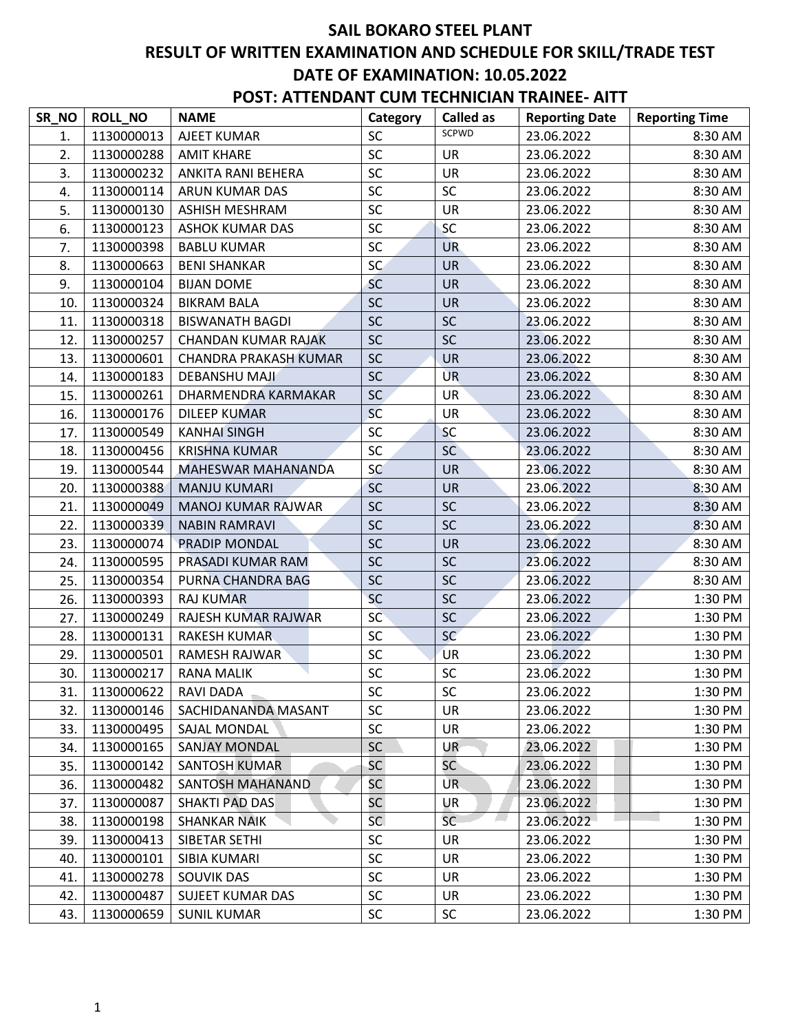# SAIL BOKARO STEEL PLANT

## RESULT OF WRITTEN EXAMINATION AND SCHEDULE FOR SKILL/TRADE TEST

## DATE OF EXAMINATION: 10.05.2022

## POST: ATTENDANT CUM TECHNICIAN TRAINEE- AITT

| SR_NO | ROLL_NO | NAME | Category | Called as | Reporting Date | Reporting Time |
|---|---|---|---|---|---|---|
| 1. | 1130000013 | AJEET KUMAR | SC | SCPWD | 23.06.2022 | 8:30 AM |
| 2. | 1130000288 | AMIT KHARE | SC | UR | 23.06.2022 | 8:30 AM |
| 3. | 1130000232 | ANKITA RANI BEHERA | SC | UR | 23.06.2022 | 8:30 AM |
| 4. | 1130000114 | ARUN KUMAR DAS | SC | SC | 23.06.2022 | 8:30 AM |
| 5. | 1130000130 | ASHISH MESHRAM | SC | UR | 23.06.2022 | 8:30 AM |
| 6. | 1130000123 | ASHOK KUMAR DAS | SC | SC | 23.06.2022 | 8:30 AM |
| 7. | 1130000398 | BABLU KUMAR | SC | UR | 23.06.2022 | 8:30 AM |
| 8. | 1130000663 | BENI SHANKAR | SC | UR | 23.06.2022 | 8:30 AM |
| 9. | 1130000104 | BIJAN DOME | SC | UR | 23.06.2022 | 8:30 AM |
| 10. | 1130000324 | BIKRAM BALA | SC | UR | 23.06.2022 | 8:30 AM |
| 11. | 1130000318 | BISWANATH BAGDI | SC | SC | 23.06.2022 | 8:30 AM |
| 12. | 1130000257 | CHANDAN KUMAR RAJAK | SC | SC | 23.06.2022 | 8:30 AM |
| 13. | 1130000601 | CHANDRA PRAKASH KUMAR | SC | UR | 23.06.2022 | 8:30 AM |
| 14. | 1130000183 | DEBANSHU MAJI | SC | UR | 23.06.2022 | 8:30 AM |
| 15. | 1130000261 | DHARMENDRA KARMAKAR | SC | UR | 23.06.2022 | 8:30 AM |
| 16. | 1130000176 | DILEEP KUMAR | SC | UR | 23.06.2022 | 8:30 AM |
| 17. | 1130000549 | KANHAI SINGH | SC | SC | 23.06.2022 | 8:30 AM |
| 18. | 1130000456 | KRISHNA KUMAR | SC | SC | 23.06.2022 | 8:30 AM |
| 19. | 1130000544 | MAHESWAR MAHANANDA | SC | UR | 23.06.2022 | 8:30 AM |
| 20. | 1130000388 | MANJU KUMARI | SC | UR | 23.06.2022 | 8:30 AM |
| 21. | 1130000049 | MANOJ KUMAR RAJWAR | SC | SC | 23.06.2022 | 8:30 AM |
| 22. | 1130000339 | NABIN RAMRAVI | SC | SC | 23.06.2022 | 8:30 AM |
| 23. | 1130000074 | PRADIP MONDAL | SC | UR | 23.06.2022 | 8:30 AM |
| 24. | 1130000595 | PRASADI KUMAR RAM | SC | SC | 23.06.2022 | 8:30 AM |
| 25. | 1130000354 | PURNA CHANDRA BAG | SC | SC | 23.06.2022 | 8:30 AM |
| 26. | 1130000393 | RAJ KUMAR | SC | SC | 23.06.2022 | 1:30 PM |
| 27. | 1130000249 | RAJESH KUMAR RAJWAR | SC | SC | 23.06.2022 | 1:30 PM |
| 28. | 1130000131 | RAKESH KUMAR | SC | SC | 23.06.2022 | 1:30 PM |
| 29. | 1130000501 | RAMESH RAJWAR | SC | UR | 23.06.2022 | 1:30 PM |
| 30. | 1130000217 | RANA MALIK | SC | SC | 23.06.2022 | 1:30 PM |
| 31. | 1130000622 | RAVI DADA | SC | SC | 23.06.2022 | 1:30 PM |
| 32. | 1130000146 | SACHIDANANDA MASANT | SC | UR | 23.06.2022 | 1:30 PM |
| 33. | 1130000495 | SAJAL MONDAL | SC | UR | 23.06.2022 | 1:30 PM |
| 34. | 1130000165 | SANJAY MONDAL | SC | UR | 23.06.2022 | 1:30 PM |
| 35. | 1130000142 | SANTOSH KUMAR | SC | SC | 23.06.2022 | 1:30 PM |
| 36. | 1130000482 | SANTOSH MAHANAND | SC | UR | 23.06.2022 | 1:30 PM |
| 37. | 1130000087 | SHAKTI PAD DAS | SC | UR | 23.06.2022 | 1:30 PM |
| 38. | 1130000198 | SHANKAR NAIK | SC | SC | 23.06.2022 | 1:30 PM |
| 39. | 1130000413 | SIBETAR SETHI | SC | UR | 23.06.2022 | 1:30 PM |
| 40. | 1130000101 | SIBIA KUMARI | SC | UR | 23.06.2022 | 1:30 PM |
| 41. | 1130000278 | SOUVIK DAS | SC | UR | 23.06.2022 | 1:30 PM |
| 42. | 1130000487 | SUJEET KUMAR DAS | SC | UR | 23.06.2022 | 1:30 PM |
| 43. | 1130000659 | SUNIL KUMAR | SC | SC | 23.06.2022 | 1:30 PM |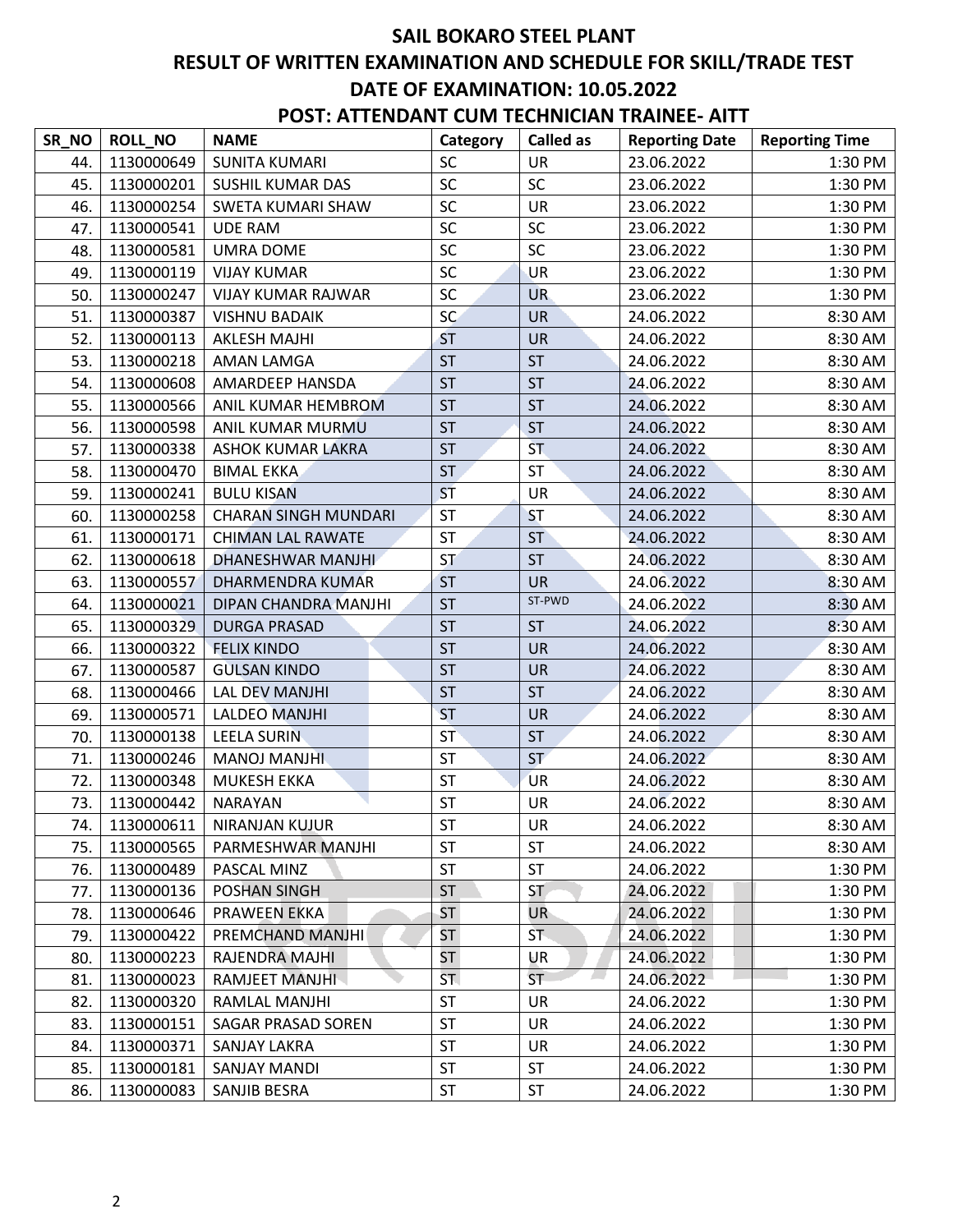# SAIL BOKARO STEEL PLANT

## RESULT OF WRITTEN EXAMINATION AND SCHEDULE FOR SKILL/TRADE TEST

## DATE OF EXAMINATION: 10.05.2022

## POST: ATTENDANT CUM TECHNICIAN TRAINEE- AITT

| SR_NO | ROLL_NO | NAME | Category | Called as | Reporting Date | Reporting Time |
|---|---|---|---|---|---|---|
| 44. | 1130000649 | SUNITA KUMARI | SC | UR | 23.06.2022 | 1:30 PM |
| 45. | 1130000201 | SUSHIL KUMAR DAS | SC | SC | 23.06.2022 | 1:30 PM |
| 46. | 1130000254 | SWETA KUMARI SHAW | SC | UR | 23.06.2022 | 1:30 PM |
| 47. | 1130000541 | UDE RAM | SC | SC | 23.06.2022 | 1:30 PM |
| 48. | 1130000581 | UMRA DOME | SC | SC | 23.06.2022 | 1:30 PM |
| 49. | 1130000119 | VIJAY KUMAR | SC | UR | 23.06.2022 | 1:30 PM |
| 50. | 1130000247 | VIJAY KUMAR RAJWAR | SC | UR | 23.06.2022 | 1:30 PM |
| 51. | 1130000387 | VISHNU BADAIK | SC | UR | 24.06.2022 | 8:30 AM |
| 52. | 1130000113 | AKLESH MAJHI | ST | UR | 24.06.2022 | 8:30 AM |
| 53. | 1130000218 | AMAN LAMGA | ST | ST | 24.06.2022 | 8:30 AM |
| 54. | 1130000608 | AMARDEEP HANSDA | ST | ST | 24.06.2022 | 8:30 AM |
| 55. | 1130000566 | ANIL KUMAR HEMBROM | ST | ST | 24.06.2022 | 8:30 AM |
| 56. | 1130000598 | ANIL KUMAR MURMU | ST | ST | 24.06.2022 | 8:30 AM |
| 57. | 1130000338 | ASHOK KUMAR LAKRA | ST | ST | 24.06.2022 | 8:30 AM |
| 58. | 1130000470 | BIMAL EKKA | ST | ST | 24.06.2022 | 8:30 AM |
| 59. | 1130000241 | BULU KISAN | ST | UR | 24.06.2022 | 8:30 AM |
| 60. | 1130000258 | CHARAN SINGH MUNDARI | ST | ST | 24.06.2022 | 8:30 AM |
| 61. | 1130000171 | CHIMAN LAL RAWATE | ST | ST | 24.06.2022 | 8:30 AM |
| 62. | 1130000618 | DHANESHWAR MANJHI | ST | ST | 24.06.2022 | 8:30 AM |
| 63. | 1130000557 | DHARMENDRA KUMAR | ST | UR | 24.06.2022 | 8:30 AM |
| 64. | 1130000021 | DIPAN CHANDRA MANJHI | ST | ST-PWD | 24.06.2022 | 8:30 AM |
| 65. | 1130000329 | DURGA PRASAD | ST | ST | 24.06.2022 | 8:30 AM |
| 66. | 1130000322 | FELIX KINDO | ST | UR | 24.06.2022 | 8:30 AM |
| 67. | 1130000587 | GULSAN KINDO | ST | UR | 24.06.2022 | 8:30 AM |
| 68. | 1130000466 | LAL DEV MANJHI | ST | ST | 24.06.2022 | 8:30 AM |
| 69. | 1130000571 | LALDEO MANJHI | ST | UR | 24.06.2022 | 8:30 AM |
| 70. | 1130000138 | LEELA SURIN | ST | ST | 24.06.2022 | 8:30 AM |
| 71. | 1130000246 | MANOJ MANJHI | ST | ST | 24.06.2022 | 8:30 AM |
| 72. | 1130000348 | MUKESH EKKA | ST | UR | 24.06.2022 | 8:30 AM |
| 73. | 1130000442 | NARAYAN | ST | UR | 24.06.2022 | 8:30 AM |
| 74. | 1130000611 | NIRANJAN KUJUR | ST | UR | 24.06.2022 | 8:30 AM |
| 75. | 1130000565 | PARMESHWAR MANJHI | ST | ST | 24.06.2022 | 8:30 AM |
| 76. | 1130000489 | PASCAL MINZ | ST | ST | 24.06.2022 | 1:30 PM |
| 77. | 1130000136 | POSHAN SINGH | ST | ST | 24.06.2022 | 1:30 PM |
| 78. | 1130000646 | PRAWEEN EKKA | ST | UR | 24.06.2022 | 1:30 PM |
| 79. | 1130000422 | PREMCHAND MANJHI | ST | ST | 24.06.2022 | 1:30 PM |
| 80. | 1130000223 | RAJENDRA MAJHI | ST | UR | 24.06.2022 | 1:30 PM |
| 81. | 1130000023 | RAMJEET MANJHI | ST | ST | 24.06.2022 | 1:30 PM |
| 82. | 1130000320 | RAMLAL MANJHI | ST | UR | 24.06.2022 | 1:30 PM |
| 83. | 1130000151 | SAGAR PRASAD SOREN | ST | UR | 24.06.2022 | 1:30 PM |
| 84. | 1130000371 | SANJAY LAKRA | ST | UR | 24.06.2022 | 1:30 PM |
| 85. | 1130000181 | SANJAY MANDI | ST | ST | 24.06.2022 | 1:30 PM |
| 86. | 1130000083 | SANJIB BESRA | ST | ST | 24.06.2022 | 1:30 PM |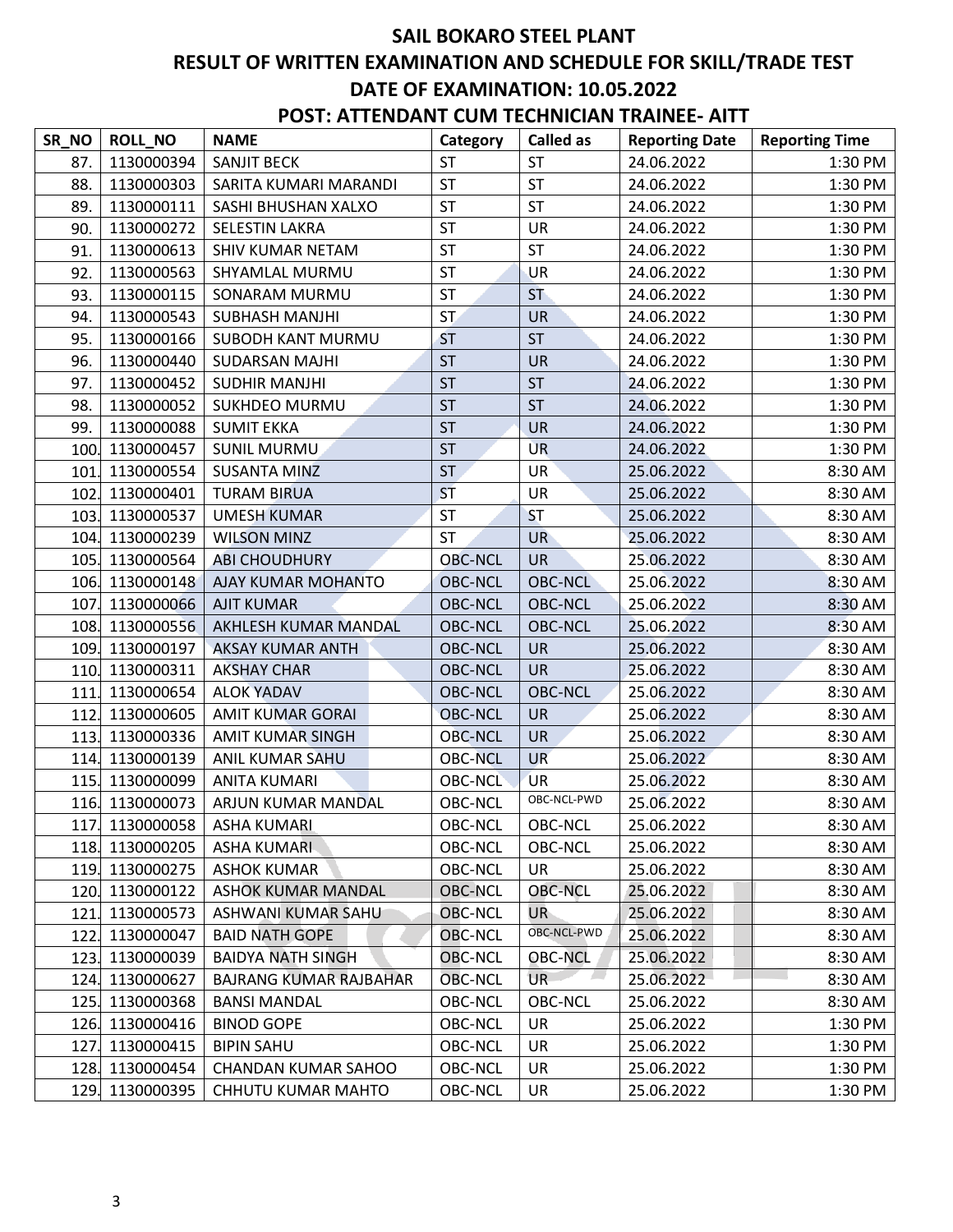# SAIL BOKARO STEEL PLANT
## RESULT OF WRITTEN EXAMINATION AND SCHEDULE FOR SKILL/TRADE TEST
## DATE OF EXAMINATION: 10.05.2022
## POST: ATTENDANT CUM TECHNICIAN TRAINEE- AITT

| SR_NO | ROLL_NO | NAME | Category | Called as | Reporting Date | Reporting Time |
|---|---|---|---|---|---|---|
| 87. | 1130000394 | SANJIT BECK | ST | ST | 24.06.2022 | 1:30 PM |
| 88. | 1130000303 | SARITA KUMARI MARANDI | ST | ST | 24.06.2022 | 1:30 PM |
| 89. | 1130000111 | SASHI BHUSHAN XALXO | ST | ST | 24.06.2022 | 1:30 PM |
| 90. | 1130000272 | SELESTIN LAKRA | ST | UR | 24.06.2022 | 1:30 PM |
| 91. | 1130000613 | SHIV KUMAR NETAM | ST | ST | 24.06.2022 | 1:30 PM |
| 92. | 1130000563 | SHYAMLAL MURMU | ST | UR | 24.06.2022 | 1:30 PM |
| 93. | 1130000115 | SONARAM MURMU | ST | ST | 24.06.2022 | 1:30 PM |
| 94. | 1130000543 | SUBHASH MANJHI | ST | UR | 24.06.2022 | 1:30 PM |
| 95. | 1130000166 | SUBODH KANT MURMU | ST | ST | 24.06.2022 | 1:30 PM |
| 96. | 1130000440 | SUDARSAN MAJHI | ST | UR | 24.06.2022 | 1:30 PM |
| 97. | 1130000452 | SUDHIR MANJHI | ST | ST | 24.06.2022 | 1:30 PM |
| 98. | 1130000052 | SUKHDEO MURMU | ST | ST | 24.06.2022 | 1:30 PM |
| 99. | 1130000088 | SUMIT EKKA | ST | UR | 24.06.2022 | 1:30 PM |
| 100. | 1130000457 | SUNIL MURMU | ST | UR | 24.06.2022 | 1:30 PM |
| 101. | 1130000554 | SUSANTA MINZ | ST | UR | 25.06.2022 | 8:30 AM |
| 102. | 1130000401 | TURAM BIRUA | ST | UR | 25.06.2022 | 8:30 AM |
| 103. | 1130000537 | UMESH KUMAR | ST | ST | 25.06.2022 | 8:30 AM |
| 104. | 1130000239 | WILSON MINZ | ST | UR | 25.06.2022 | 8:30 AM |
| 105. | 1130000564 | ABI CHOUDHURY | OBC-NCL | UR | 25.06.2022 | 8:30 AM |
| 106. | 1130000148 | AJAY KUMAR MOHANTO | OBC-NCL | OBC-NCL | 25.06.2022 | 8:30 AM |
| 107. | 1130000066 | AJIT KUMAR | OBC-NCL | OBC-NCL | 25.06.2022 | 8:30 AM |
| 108. | 1130000556 | AKHLESH KUMAR MANDAL | OBC-NCL | OBC-NCL | 25.06.2022 | 8:30 AM |
| 109. | 1130000197 | AKSAY KUMAR ANTH | OBC-NCL | UR | 25.06.2022 | 8:30 AM |
| 110. | 1130000311 | AKSHAY CHAR | OBC-NCL | UR | 25.06.2022 | 8:30 AM |
| 111. | 1130000654 | ALOK YADAV | OBC-NCL | OBC-NCL | 25.06.2022 | 8:30 AM |
| 112. | 1130000605 | AMIT KUMAR GORAI | OBC-NCL | UR | 25.06.2022 | 8:30 AM |
| 113. | 1130000336 | AMIT KUMAR SINGH | OBC-NCL | UR | 25.06.2022 | 8:30 AM |
| 114. | 1130000139 | ANIL KUMAR SAHU | OBC-NCL | UR | 25.06.2022 | 8:30 AM |
| 115. | 1130000099 | ANITA KUMARI | OBC-NCL | UR | 25.06.2022 | 8:30 AM |
| 116. | 1130000073 | ARJUN KUMAR MANDAL | OBC-NCL | OBC-NCL-PWD | 25.06.2022 | 8:30 AM |
| 117. | 1130000058 | ASHA KUMARI | OBC-NCL | OBC-NCL | 25.06.2022 | 8:30 AM |
| 118. | 1130000205 | ASHA KUMARI | OBC-NCL | OBC-NCL | 25.06.2022 | 8:30 AM |
| 119. | 1130000275 | ASHOK KUMAR | OBC-NCL | UR | 25.06.2022 | 8:30 AM |
| 120. | 1130000122 | ASHOK KUMAR MANDAL | OBC-NCL | OBC-NCL | 25.06.2022 | 8:30 AM |
| 121. | 1130000573 | ASHWANI KUMAR SAHU | OBC-NCL | UR | 25.06.2022 | 8:30 AM |
| 122. | 1130000047 | BAID NATH GOPE | OBC-NCL | OBC-NCL-PWD | 25.06.2022 | 8:30 AM |
| 123. | 1130000039 | BAIDYA NATH SINGH | OBC-NCL | OBC-NCL | 25.06.2022 | 8:30 AM |
| 124. | 1130000627 | BAJRANG KUMAR RAJBAHAR | OBC-NCL | UR | 25.06.2022 | 8:30 AM |
| 125. | 1130000368 | BANSI MANDAL | OBC-NCL | OBC-NCL | 25.06.2022 | 8:30 AM |
| 126. | 1130000416 | BINOD GOPE | OBC-NCL | UR | 25.06.2022 | 1:30 PM |
| 127. | 1130000415 | BIPIN SAHU | OBC-NCL | UR | 25.06.2022 | 1:30 PM |
| 128. | 1130000454 | CHANDAN KUMAR SAHOO | OBC-NCL | UR | 25.06.2022 | 1:30 PM |
| 129. | 1130000395 | CHHUTU KUMAR MAHTO | OBC-NCL | UR | 25.06.2022 | 1:30 PM |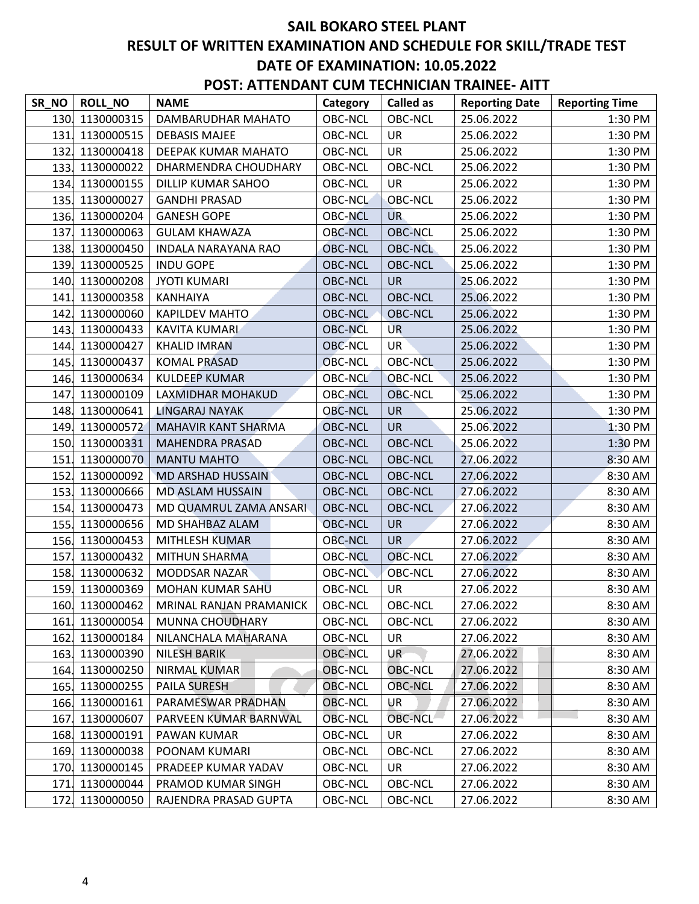# SAIL BOKARO STEEL PLANT

## RESULT OF WRITTEN EXAMINATION AND SCHEDULE FOR SKILL/TRADE TEST

## DATE OF EXAMINATION: 10.05.2022

## POST: ATTENDANT CUM TECHNICIAN TRAINEE- AITT

| SR_NO | ROLL_NO | NAME | Category | Called as | Reporting Date | Reporting Time |
|---|---|---|---|---|---|---|
| 130. | 1130000315 | DAMBARUDHAR MAHATO | OBC-NCL | OBC-NCL | 25.06.2022 | 1:30 PM |
| 131. | 1130000515 | DEBASIS MAJEE | OBC-NCL | UR | 25.06.2022 | 1:30 PM |
| 132. | 1130000418 | DEEPAK KUMAR MAHATO | OBC-NCL | UR | 25.06.2022 | 1:30 PM |
| 133. | 1130000022 | DHARMENDRA CHOUDHARY | OBC-NCL | OBC-NCL | 25.06.2022 | 1:30 PM |
| 134. | 1130000155 | DILLIP KUMAR SAHOO | OBC-NCL | UR | 25.06.2022 | 1:30 PM |
| 135. | 1130000027 | GANDHI PRASAD | OBC-NCL | OBC-NCL | 25.06.2022 | 1:30 PM |
| 136. | 1130000204 | GANESH GOPE | OBC-NCL | UR | 25.06.2022 | 1:30 PM |
| 137. | 1130000063 | GULAM KHAWAZA | OBC-NCL | OBC-NCL | 25.06.2022 | 1:30 PM |
| 138. | 1130000450 | INDALA NARAYANA RAO | OBC-NCL | OBC-NCL | 25.06.2022 | 1:30 PM |
| 139. | 1130000525 | INDU GOPE | OBC-NCL | OBC-NCL | 25.06.2022 | 1:30 PM |
| 140. | 1130000208 | JYOTI KUMARI | OBC-NCL | UR | 25.06.2022 | 1:30 PM |
| 141. | 1130000358 | KANHAIYA | OBC-NCL | OBC-NCL | 25.06.2022 | 1:30 PM |
| 142. | 1130000060 | KAPILDEV MAHTO | OBC-NCL | OBC-NCL | 25.06.2022 | 1:30 PM |
| 143. | 1130000433 | KAVITA KUMARI | OBC-NCL | UR | 25.06.2022 | 1:30 PM |
| 144. | 1130000427 | KHALID IMRAN | OBC-NCL | UR | 25.06.2022 | 1:30 PM |
| 145. | 1130000437 | KOMAL PRASAD | OBC-NCL | OBC-NCL | 25.06.2022 | 1:30 PM |
| 146. | 1130000634 | KULDEEP KUMAR | OBC-NCL | OBC-NCL | 25.06.2022 | 1:30 PM |
| 147. | 1130000109 | LAXMIDHAR MOHAKUD | OBC-NCL | OBC-NCL | 25.06.2022 | 1:30 PM |
| 148. | 1130000641 | LINGARAJ NAYAK | OBC-NCL | UR | 25.06.2022 | 1:30 PM |
| 149. | 1130000572 | MAHAVIR KANT SHARMA | OBC-NCL | UR | 25.06.2022 | 1:30 PM |
| 150. | 1130000331 | MAHENDRA PRASAD | OBC-NCL | OBC-NCL | 25.06.2022 | 1:30 PM |
| 151. | 1130000070 | MANTU MAHTO | OBC-NCL | OBC-NCL | 27.06.2022 | 8:30 AM |
| 152. | 1130000092 | MD ARSHAD HUSSAIN | OBC-NCL | OBC-NCL | 27.06.2022 | 8:30 AM |
| 153. | 1130000666 | MD ASLAM HUSSAIN | OBC-NCL | OBC-NCL | 27.06.2022 | 8:30 AM |
| 154. | 1130000473 | MD QUAMRUL ZAMA ANSARI | OBC-NCL | OBC-NCL | 27.06.2022 | 8:30 AM |
| 155. | 1130000656 | MD SHAHBAZ ALAM | OBC-NCL | UR | 27.06.2022 | 8:30 AM |
| 156. | 1130000453 | MITHLESH KUMAR | OBC-NCL | UR | 27.06.2022 | 8:30 AM |
| 157. | 1130000432 | MITHUN SHARMA | OBC-NCL | OBC-NCL | 27.06.2022 | 8:30 AM |
| 158. | 1130000632 | MODDSAR NAZAR | OBC-NCL | OBC-NCL | 27.06.2022 | 8:30 AM |
| 159. | 1130000369 | MOHAN KUMAR SAHU | OBC-NCL | UR | 27.06.2022 | 8:30 AM |
| 160. | 1130000462 | MRINAL RANJAN PRAMANICK | OBC-NCL | OBC-NCL | 27.06.2022 | 8:30 AM |
| 161. | 1130000054 | MUNNA CHOUDHARY | OBC-NCL | OBC-NCL | 27.06.2022 | 8:30 AM |
| 162. | 1130000184 | NILANCHALA MAHARANA | OBC-NCL | UR | 27.06.2022 | 8:30 AM |
| 163. | 1130000390 | NILESH BARIK | OBC-NCL | UR | 27.06.2022 | 8:30 AM |
| 164. | 1130000250 | NIRMAL KUMAR | OBC-NCL | OBC-NCL | 27.06.2022 | 8:30 AM |
| 165. | 1130000255 | PAILA SURESH | OBC-NCL | OBC-NCL | 27.06.2022 | 8:30 AM |
| 166. | 1130000161 | PARAMESWAR PRADHAN | OBC-NCL | UR | 27.06.2022 | 8:30 AM |
| 167. | 1130000607 | PARVEEN KUMAR BARNWAL | OBC-NCL | OBC-NCL | 27.06.2022 | 8:30 AM |
| 168. | 1130000191 | PAWAN KUMAR | OBC-NCL | UR | 27.06.2022 | 8:30 AM |
| 169. | 1130000038 | POONAM KUMARI | OBC-NCL | OBC-NCL | 27.06.2022 | 8:30 AM |
| 170. | 1130000145 | PRADEEP KUMAR YADAV | OBC-NCL | UR | 27.06.2022 | 8:30 AM |
| 171. | 1130000044 | PRAMOD KUMAR SINGH | OBC-NCL | OBC-NCL | 27.06.2022 | 8:30 AM |
| 172. | 1130000050 | RAJENDRA PRASAD GUPTA | OBC-NCL | OBC-NCL | 27.06.2022 | 8:30 AM |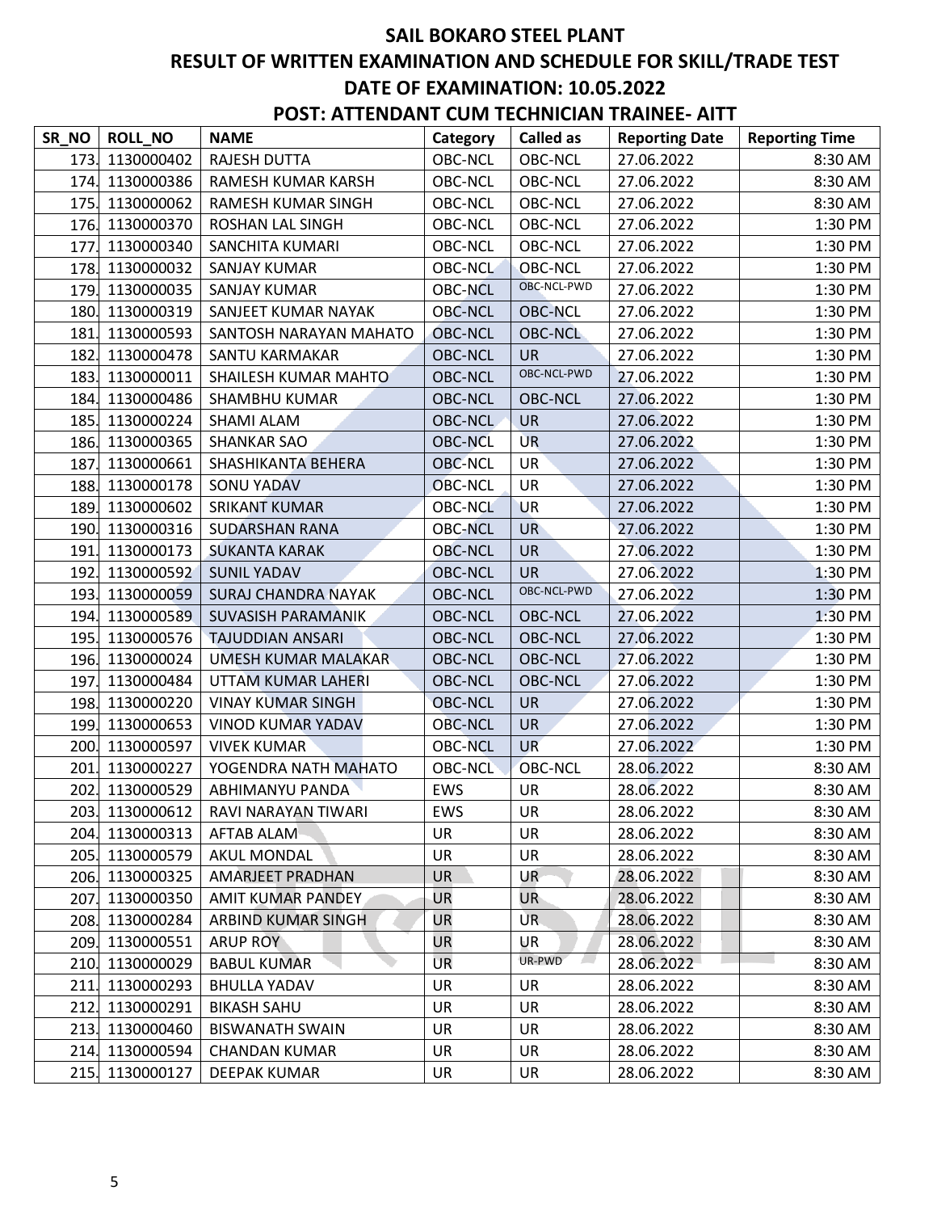# SAIL BOKARO STEEL PLANT

## RESULT OF WRITTEN EXAMINATION AND SCHEDULE FOR SKILL/TRADE TEST

## DATE OF EXAMINATION: 10.05.2022

## POST: ATTENDANT CUM TECHNICIAN TRAINEE- AITT

| SR_NO | ROLL_NO | NAME | Category | Called as | Reporting Date | Reporting Time |
|---|---|---|---|---|---|---|
| 173. | 1130000402 | RAJESH DUTTA | OBC-NCL | OBC-NCL | 27.06.2022 | 8:30 AM |
| 174. | 1130000386 | RAMESH KUMAR KARSH | OBC-NCL | OBC-NCL | 27.06.2022 | 8:30 AM |
| 175. | 1130000062 | RAMESH KUMAR SINGH | OBC-NCL | OBC-NCL | 27.06.2022 | 8:30 AM |
| 176. | 1130000370 | ROSHAN LAL SINGH | OBC-NCL | OBC-NCL | 27.06.2022 | 1:30 PM |
| 177. | 1130000340 | SANCHITA KUMARI | OBC-NCL | OBC-NCL | 27.06.2022 | 1:30 PM |
| 178. | 1130000032 | SANJAY KUMAR | OBC-NCL | OBC-NCL | 27.06.2022 | 1:30 PM |
| 179. | 1130000035 | SANJAY KUMAR | OBC-NCL | OBC-NCL-PWD | 27.06.2022 | 1:30 PM |
| 180. | 1130000319 | SANJEET KUMAR NAYAK | OBC-NCL | OBC-NCL | 27.06.2022 | 1:30 PM |
| 181. | 1130000593 | SANTOSH NARAYAN MAHATO | OBC-NCL | OBC-NCL | 27.06.2022 | 1:30 PM |
| 182. | 1130000478 | SANTU KARMAKAR | OBC-NCL | UR | 27.06.2022 | 1:30 PM |
| 183. | 1130000011 | SHAILESH KUMAR MAHTO | OBC-NCL | OBC-NCL-PWD | 27.06.2022 | 1:30 PM |
| 184. | 1130000486 | SHAMBHU KUMAR | OBC-NCL | OBC-NCL | 27.06.2022 | 1:30 PM |
| 185. | 1130000224 | SHAMI ALAM | OBC-NCL | UR | 27.06.2022 | 1:30 PM |
| 186. | 1130000365 | SHANKAR SAO | OBC-NCL | UR | 27.06.2022 | 1:30 PM |
| 187. | 1130000661 | SHASHIKANTA BEHERA | OBC-NCL | UR | 27.06.2022 | 1:30 PM |
| 188. | 1130000178 | SONU YADAV | OBC-NCL | UR | 27.06.2022 | 1:30 PM |
| 189. | 1130000602 | SRIKANT KUMAR | OBC-NCL | UR | 27.06.2022 | 1:30 PM |
| 190. | 1130000316 | SUDARSHAN RANA | OBC-NCL | UR | 27.06.2022 | 1:30 PM |
| 191. | 1130000173 | SUKANTA KARAK | OBC-NCL | UR | 27.06.2022 | 1:30 PM |
| 192. | 1130000592 | SUNIL YADAV | OBC-NCL | UR | 27.06.2022 | 1:30 PM |
| 193. | 1130000059 | SURAJ CHANDRA NAYAK | OBC-NCL | OBC-NCL-PWD | 27.06.2022 | 1:30 PM |
| 194. | 1130000589 | SUVASISH PARAMANIK | OBC-NCL | OBC-NCL | 27.06.2022 | 1:30 PM |
| 195. | 1130000576 | TAJUDDIAN ANSARI | OBC-NCL | OBC-NCL | 27.06.2022 | 1:30 PM |
| 196. | 1130000024 | UMESH KUMAR MALAKAR | OBC-NCL | OBC-NCL | 27.06.2022 | 1:30 PM |
| 197. | 1130000484 | UTTAM KUMAR LAHERI | OBC-NCL | OBC-NCL | 27.06.2022 | 1:30 PM |
| 198. | 1130000220 | VINAY KUMAR SINGH | OBC-NCL | UR | 27.06.2022 | 1:30 PM |
| 199. | 1130000653 | VINOD KUMAR YADAV | OBC-NCL | UR | 27.06.2022 | 1:30 PM |
| 200. | 1130000597 | VIVEK KUMAR | OBC-NCL | UR | 27.06.2022 | 1:30 PM |
| 201. | 1130000227 | YOGENDRA NATH MAHATO | OBC-NCL | OBC-NCL | 28.06.2022 | 8:30 AM |
| 202. | 1130000529 | ABHIMANYU PANDA | EWS | UR | 28.06.2022 | 8:30 AM |
| 203. | 1130000612 | RAVI NARAYAN TIWARI | EWS | UR | 28.06.2022 | 8:30 AM |
| 204. | 1130000313 | AFTAB ALAM | UR | UR | 28.06.2022 | 8:30 AM |
| 205. | 1130000579 | AKUL MONDAL | UR | UR | 28.06.2022 | 8:30 AM |
| 206. | 1130000325 | AMARJEET PRADHAN | UR | UR | 28.06.2022 | 8:30 AM |
| 207. | 1130000350 | AMIT KUMAR PANDEY | UR | UR | 28.06.2022 | 8:30 AM |
| 208. | 1130000284 | ARBIND KUMAR SINGH | UR | UR | 28.06.2022 | 8:30 AM |
| 209. | 1130000551 | ARUP ROY | UR | UR | 28.06.2022 | 8:30 AM |
| 210. | 1130000029 | BABUL KUMAR | UR | UR-PWD | 28.06.2022 | 8:30 AM |
| 211. | 1130000293 | BHULLA YADAV | UR | UR | 28.06.2022 | 8:30 AM |
| 212. | 1130000291 | BIKASH SAHU | UR | UR | 28.06.2022 | 8:30 AM |
| 213. | 1130000460 | BISWANATH SWAIN | UR | UR | 28.06.2022 | 8:30 AM |
| 214. | 1130000594 | CHANDAN KUMAR | UR | UR | 28.06.2022 | 8:30 AM |
| 215. | 1130000127 | DEEPAK KUMAR | UR | UR | 28.06.2022 | 8:30 AM |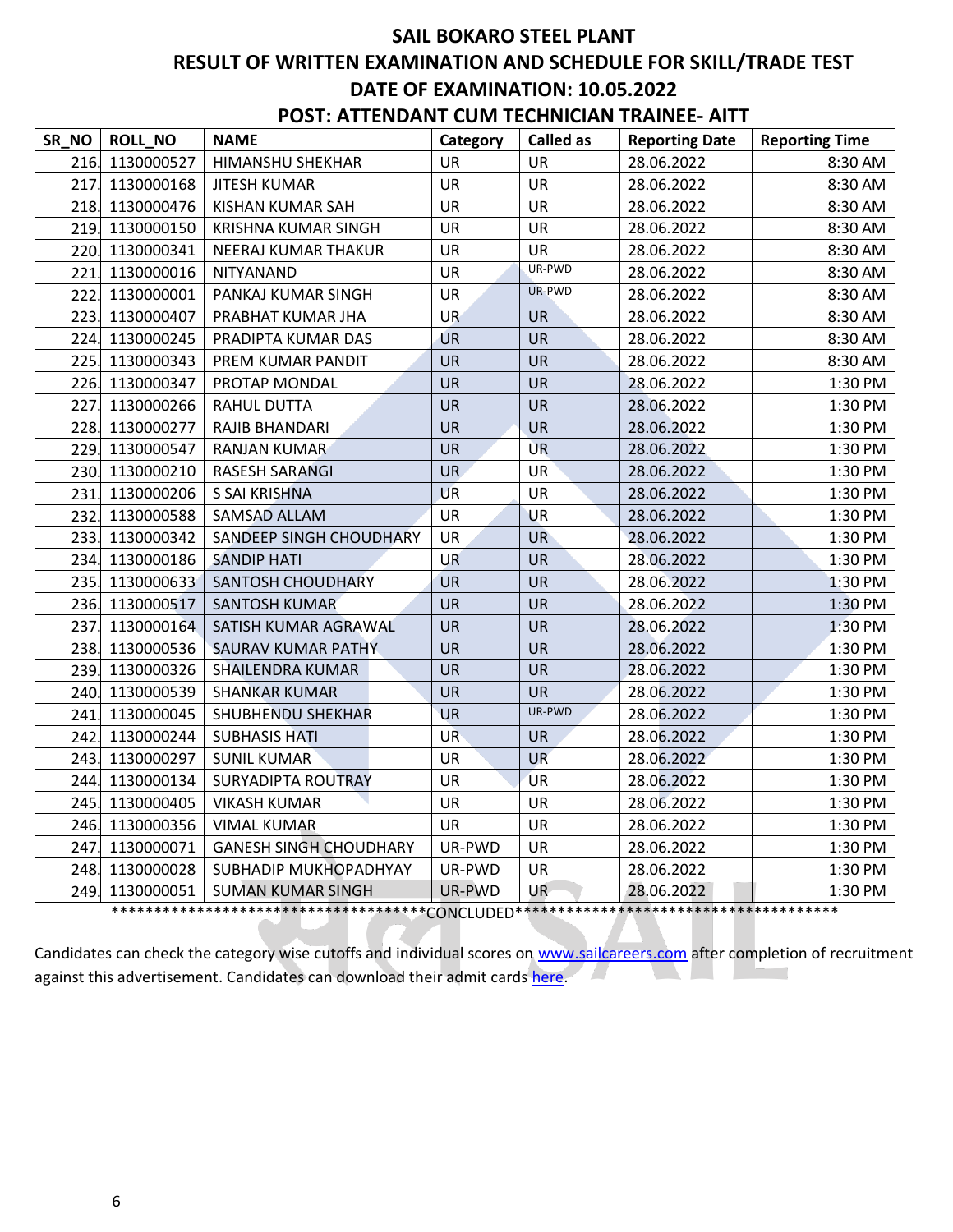# SAIL BOKARO STEEL PLANT

## RESULT OF WRITTEN EXAMINATION AND SCHEDULE FOR SKILL/TRADE TEST

## DATE OF EXAMINATION: 10.05.2022

## POST: ATTENDANT CUM TECHNICIAN TRAINEE- AITT

| SR_NO | ROLL_NO | NAME | Category | Called as | Reporting Date | Reporting Time |
|---|---|---|---|---|---|---|
| 216 | 1130000527 | HIMANSHU SHEKHAR | UR | UR | 28.06.2022 | 8:30 AM |
| 217 | 1130000168 | JITESH KUMAR | UR | UR | 28.06.2022 | 8:30 AM |
| 218 | 1130000476 | KISHAN KUMAR SAH | UR | UR | 28.06.2022 | 8:30 AM |
| 219 | 1130000150 | KRISHNA KUMAR SINGH | UR | UR | 28.06.2022 | 8:30 AM |
| 220 | 1130000341 | NEERAJ KUMAR THAKUR | UR | UR | 28.06.2022 | 8:30 AM |
| 221 | 1130000016 | NITYANAND | UR | UR-PWD | 28.06.2022 | 8:30 AM |
| 222 | 1130000001 | PANKAJ KUMAR SINGH | UR | UR-PWD | 28.06.2022 | 8:30 AM |
| 223 | 1130000407 | PRABHAT KUMAR JHA | UR | UR | 28.06.2022 | 8:30 AM |
| 224 | 1130000245 | PRADIPTA KUMAR DAS | UR | UR | 28.06.2022 | 8:30 AM |
| 225 | 1130000343 | PREM KUMAR PANDIT | UR | UR | 28.06.2022 | 8:30 AM |
| 226 | 1130000347 | PROTAP MONDAL | UR | UR | 28.06.2022 | 1:30 PM |
| 227 | 1130000266 | RAHUL DUTTA | UR | UR | 28.06.2022 | 1:30 PM |
| 228 | 1130000277 | RAJIB BHANDARI | UR | UR | 28.06.2022 | 1:30 PM |
| 229 | 1130000547 | RANJAN KUMAR | UR | UR | 28.06.2022 | 1:30 PM |
| 230 | 1130000210 | RASESH SARANGI | UR | UR | 28.06.2022 | 1:30 PM |
| 231 | 1130000206 | S SAI KRISHNA | UR | UR | 28.06.2022 | 1:30 PM |
| 232 | 1130000588 | SAMSAD ALLAM | UR | UR | 28.06.2022 | 1:30 PM |
| 233 | 1130000342 | SANDEEP SINGH CHOUDHARY | UR | UR | 28.06.2022 | 1:30 PM |
| 234 | 1130000186 | SANDIP HATI | UR | UR | 28.06.2022 | 1:30 PM |
| 235 | 1130000633 | SANTOSH CHOUDHARY | UR | UR | 28.06.2022 | 1:30 PM |
| 236 | 1130000517 | SANTOSH KUMAR | UR | UR | 28.06.2022 | 1:30 PM |
| 237 | 1130000164 | SATISH KUMAR AGRAWAL | UR | UR | 28.06.2022 | 1:30 PM |
| 238 | 1130000536 | SAURAV KUMAR PATHY | UR | UR | 28.06.2022 | 1:30 PM |
| 239 | 1130000326 | SHAILENDRA KUMAR | UR | UR | 28.06.2022 | 1:30 PM |
| 240 | 1130000539 | SHANKAR KUMAR | UR | UR | 28.06.2022 | 1:30 PM |
| 241 | 1130000045 | SHUBHENDU SHEKHAR | UR | UR-PWD | 28.06.2022 | 1:30 PM |
| 242 | 1130000244 | SUBHASIS HATI | UR | UR | 28.06.2022 | 1:30 PM |
| 243 | 1130000297 | SUNIL KUMAR | UR | UR | 28.06.2022 | 1:30 PM |
| 244 | 1130000134 | SURYADIPTA ROUTRAY | UR | UR | 28.06.2022 | 1:30 PM |
| 245 | 1130000405 | VIKASH KUMAR | UR | UR | 28.06.2022 | 1:30 PM |
| 246 | 1130000356 | VIMAL KUMAR | UR | UR | 28.06.2022 | 1:30 PM |
| 247 | 1130000071 | GANESH SINGH CHOUDHARY | UR-PWD | UR | 28.06.2022 | 1:30 PM |
| 248 | 1130000028 | SUBHADIP MUKHOPADHYAY | UR-PWD | UR | 28.06.2022 | 1:30 PM |
| 249 | 1130000051 | SUMAN KUMAR SINGH | UR-PWD | UR | 28.06.2022 | 1:30 PM |

************************************CONCLUDED**************************************

Candidates can check the category wise cutoffs and individual scores on [www.sailcareers.com](www.sailcareers.com) after completion of recruitment against this advertisement. Candidates can download their admit cards here.